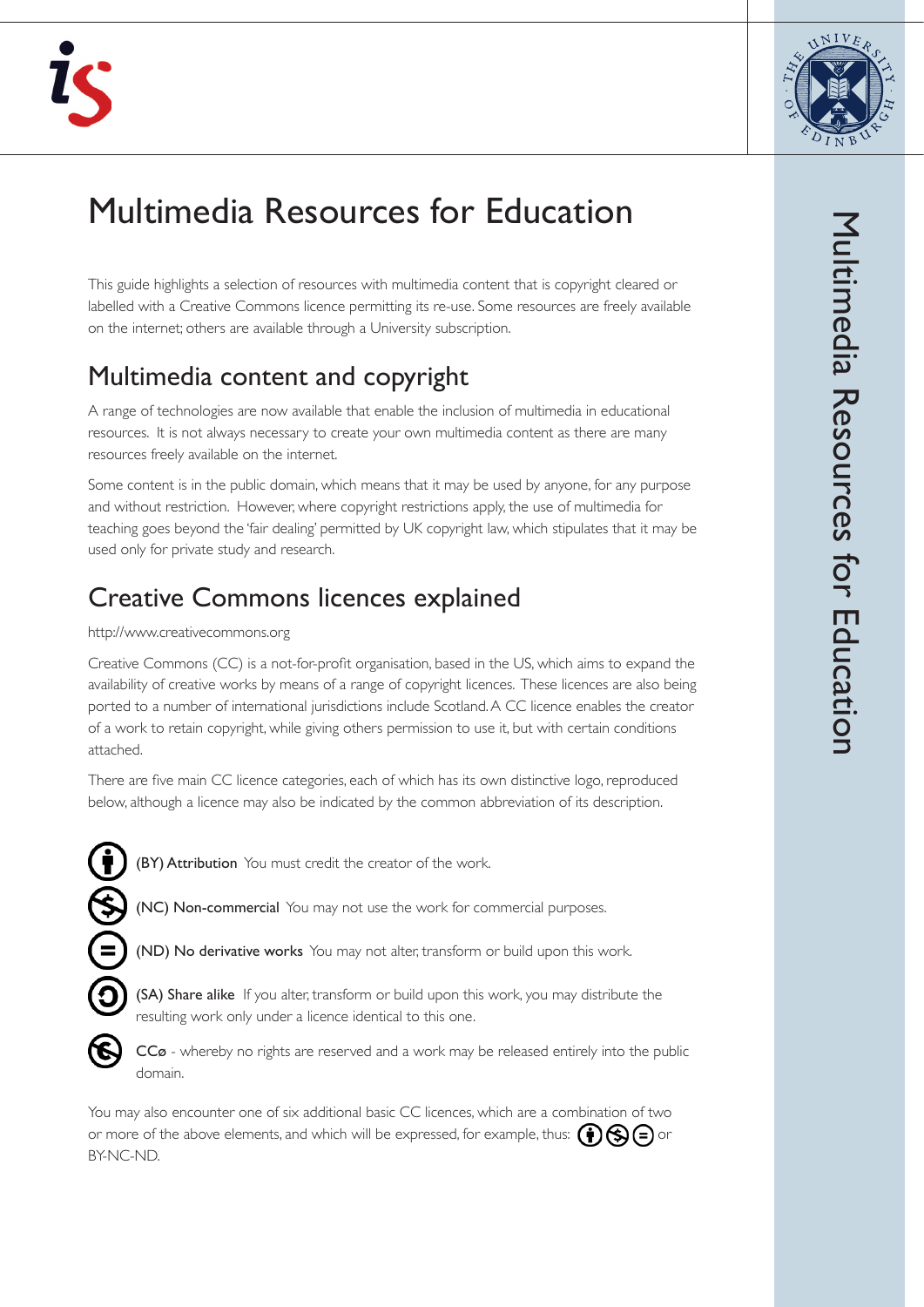# Multimedia Resources for Education

This guide highlights a selection of resources with multimedia content that is copyright cleared or labelled with a Creative Commons licence permitting its re-use. Some resources are freely available on the internet; others are available through a University subscription.

## Multimedia content and copyright

A range of technologies are now available that enable the inclusion of multimedia in educational resources. It is not always necessary to create your own multimedia content as there are many resources freely available on the internet.

Some content is in the public domain, which means that it may be used by anyone, for any purpose and without restriction. However, where copyright restrictions apply, the use of multimedia for teaching goes beyond the 'fair dealing' permitted by UK copyright law, which stipulates that it may be used only for private study and research.

## Creative Commons licences explained

http://www.creativecommons.org

Creative Commons (CC) is a not-for-profit organisation, based in the US, which aims to expand the availability of creative works by means of a range of copyright licences. These licences are also being ported to a number of international jurisdictions include Scotland. A CC licence enables the creator of a work to retain copyright, while giving others permission to use it, but with certain conditions attached.

There are five main CC licence categories, each of which has its own distinctive logo, reproduced below, although a licence may also be indicated by the common abbreviation of its description.

- **(BY) Attribution** You must credit the creator of the work.
- **(NC) Non-commercial** You may not use the work for commercial purposes.
- **(ND) No derivative works** You may not alter, transform or build upon this work.
- **(SA) Share alike** If you alter, transform or build upon this work, you may distribute the resulting work only under a licence identical to this one.
- CCø - whereby no rights are reserved and a work may be released entirely into the public domain.

You may also encounter one of six additional basic CC licences, which are a combination of two or more of the above elements, and which will be expressed, for example, thus: or BY-NC-ND.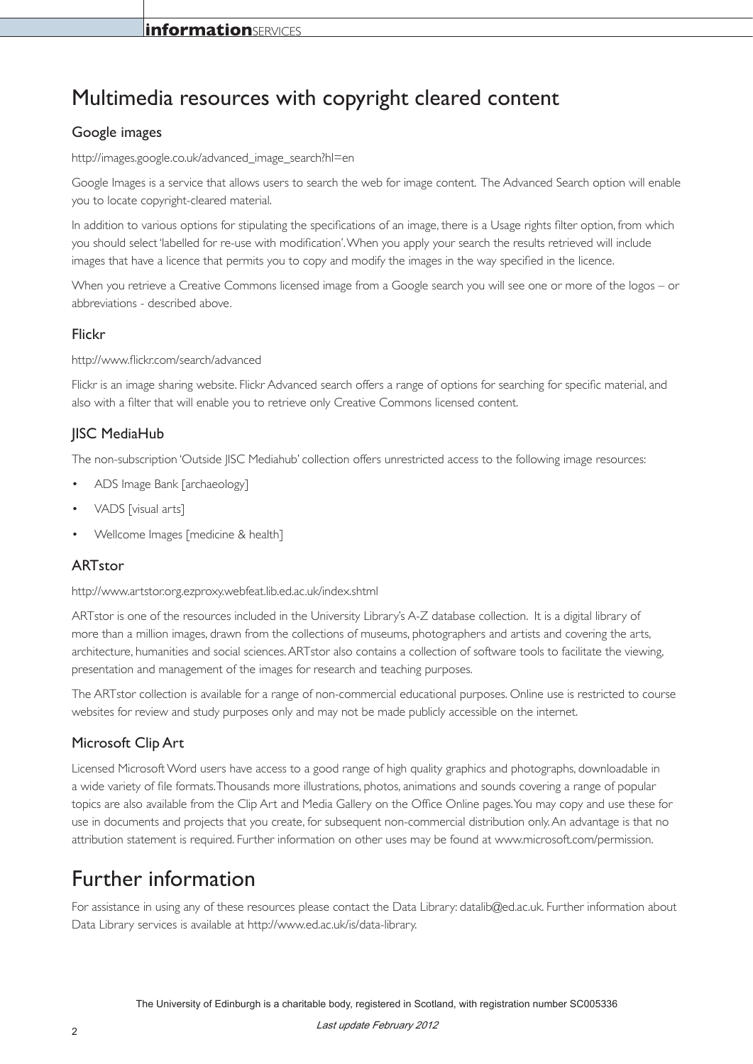# Multimedia resources with copyright cleared content

## Google images

http://images.google.co.uk/advanced_image_search?hl=en

Google Images is a service that allows users to search the web for image content. The Advanced Search option will enable you to locate copyright-cleared material.

In addition to various options for stipulating the specifications of an image, there is a Usage rights filter option, from which you should select 'labelled for re-use with modification'. When you apply your search the results retrieved will include images that have a licence that permits you to copy and modify the images in the way specified in the licence.

When you retrieve a Creative Commons licensed image from a Google search you will see one or more of the logos – or abbreviations - described above.

## Flickr

http://www.flickr.com/search/advanced

Flickr is an image sharing website. Flickr Advanced search offers a range of options for searching for specific material, and also with a filter that will enable you to retrieve only Creative Commons licensed content.

## JISC MediaHub

The non-subscription 'Outside JISC Mediahub' collection offers unrestricted access to the following image resources:

- ADS Image Bank [archaeology]
- VADS [visual arts]
- Wellcome Images [medicine & health]

## ARTstor

http://www.artstor.org.ezproxy.webfeat.lib.ed.ac.uk/index.shtml

ARTstor is one of the resources included in the University Library's A-Z database collection. It is a digital library of more than a million images, drawn from the collections of museums, photographers and artists and covering the arts, architecture, humanities and social sciences. ARTstor also contains a collection of software tools to facilitate the viewing, presentation and management of the images for research and teaching purposes.

The ARTstor collection is available for a range of non-commercial educational purposes. Online use is restricted to course websites for review and study purposes only and may not be made publicly accessible on the internet.

## Microsoft Clip Art

Licensed Microsoft Word users have access to a good range of high quality graphics and photographs, downloadable in a wide variety of file formats. Thousands more illustrations, photos, animations and sounds covering a range of popular topics are also available from the Clip Art and Media Gallery on the Office Online pages. You may copy and use these for use in documents and projects that you create, for subsequent non-commercial distribution only. An advantage is that no attribution statement is required. Further information on other uses may be found at www.microsoft.com/permission.

# Further information

For assistance in using any of these resources please contact the Data Library: datalib@ed.ac.uk. Further information about Data Library services is available at http://www.ed.ac.uk/is/data-library.

The University of Edinburgh is a charitable body, registered in Scotland, with registration number SC005336

*Last update February 2012*